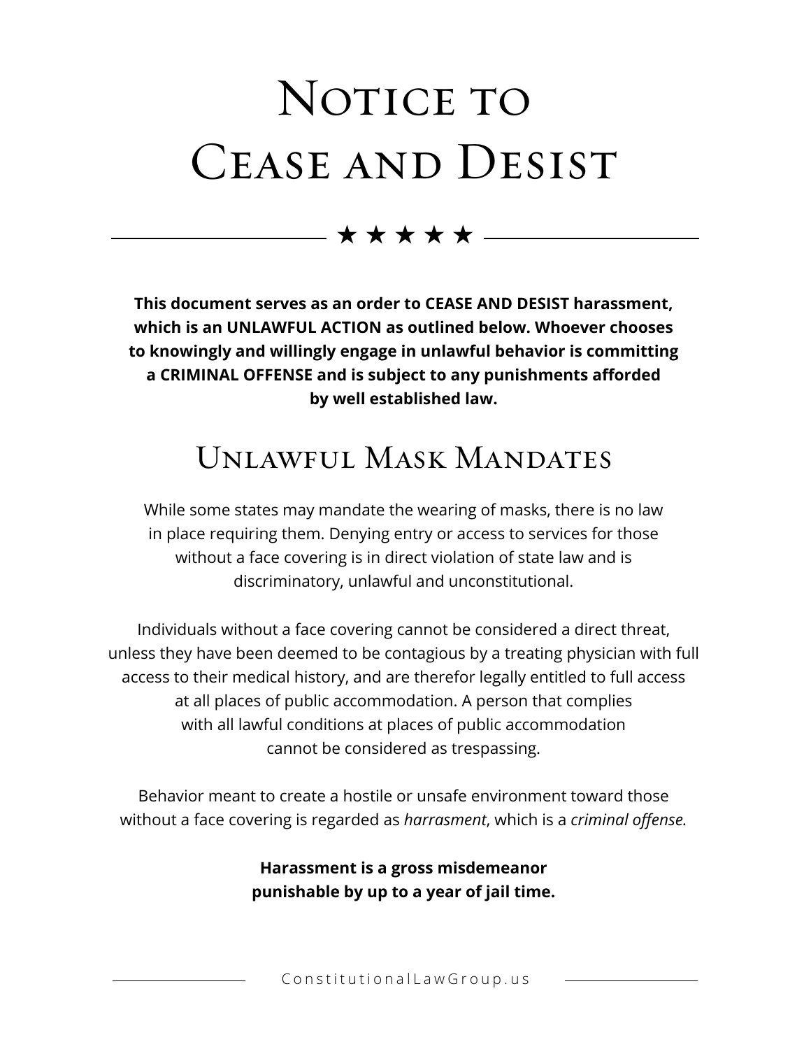# Notice to Cease and Desist

★ ★ ★ ★ ★

**This document serves as an order to CEASE AND DESIST harassment, which is an UNLAWFUL ACTION as outlined below. Whoever chooses to knowingly and willingly engage in unlawful behavior is committing a CRIMINAL OFFENSE and is subject to any punishments afforded by well established law.**

## Unlawful Mask Mandates

While some states may mandate the wearing of masks, there is no law in place requiring them. Denying entry or access to services for those without a face covering is in direct violation of state law and is discriminatory, unlawful and unconstitutional.

Individuals without a face covering cannot be considered a direct threat, unless they have been deemed to be contagious by a treating physician with full access to their medical history, and are therefor legally entitled to full access at all places of public accommodation. A person that complies with all lawful conditions at places of public accommodation cannot be considered as trespassing.

Behavior meant to create a hostile or unsafe environment toward those without a face covering is regarded as *harrasment*, which is a *criminal offense.*

**Harassment is a gross misdemeanor punishable by up to a year of jail time.**

ConstitutionalLawGroup.us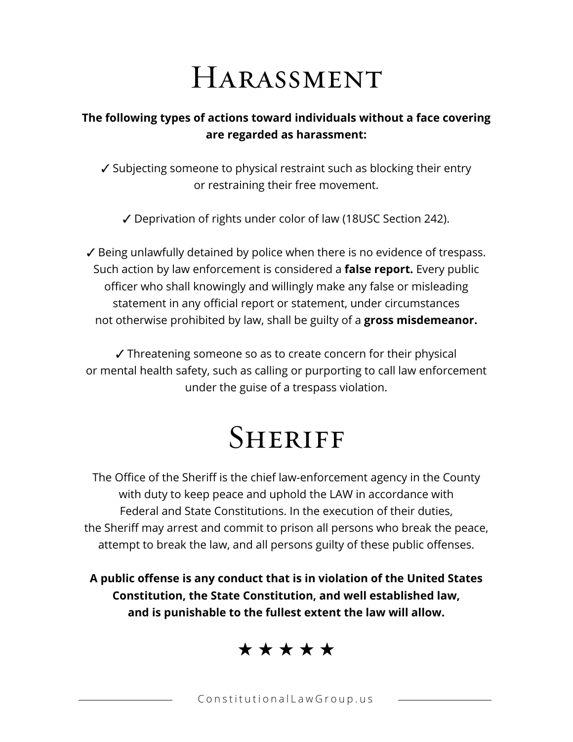# Harassment

**The following types of actions toward individuals without a face covering are regarded as harassment:**

✓ Subjecting someone to physical restraint such as blocking their entry or restraining their free movement.

✓ Deprivation of rights under color of law (18USC Section 242).

✓ Being unlawfully detained by police when there is no evidence of trespass. Such action by law enforcement is considered a **false report.** Every public officer who shall knowingly and willingly make any false or misleading statement in any official report or statement, under circumstances not otherwise prohibited by law, shall be guilty of a **gross misdemeanor.**

✓ Threatening someone so as to create concern for their physical or mental health safety, such as calling or purporting to call law enforcement under the guise of a trespass violation.

# Sheriff

The Office of the Sheriff is the chief law-enforcement agency in the County with duty to keep peace and uphold the LAW in accordance with Federal and State Constitutions. In the execution of their duties, the Sheriff may arrest and commit to prison all persons who break the peace, attempt to break the law, and all persons guilty of these public offenses.

**A public offense is any conduct that is in violation of the United States Constitution, the State Constitution, and well established law, and is punishable to the fullest extent the law will allow.**

★★★★★

ConstitutionalLawGroup.us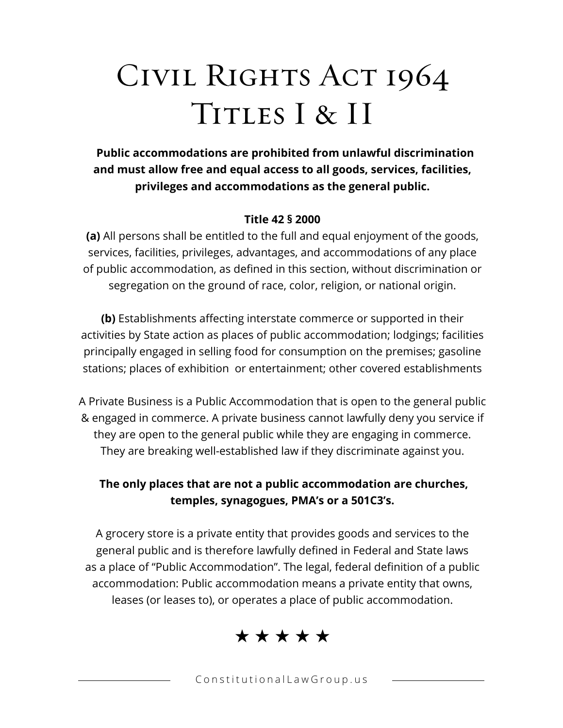# Civil Rights Act 1964 Titles I & II

**Public accommodations are prohibited from unlawful discrimination and must allow free and equal access to all goods, services, facilities, privileges and accommodations as the general public.**

**Title 42 § 2000**

**(a)** All persons shall be entitled to the full and equal enjoyment of the goods, services, facilities, privileges, advantages, and accommodations of any place of public accommodation, as defined in this section, without discrimination or segregation on the ground of race, color, religion, or national origin.

**(b)** Establishments affecting interstate commerce or supported in their activities by State action as places of public accommodation; lodgings; facilities principally engaged in selling food for consumption on the premises; gasoline stations; places of exhibition or entertainment; other covered establishments

A Private Business is a Public Accommodation that is open to the general public & engaged in commerce. A private business cannot lawfully deny you service if they are open to the general public while they are engaging in commerce. They are breaking well-established law if they discriminate against you.

**The only places that are not a public accommodation are churches, temples, synagogues, PMA's or a 501C3's.**

A grocery store is a private entity that provides goods and services to the general public and is therefore lawfully defined in Federal and State laws as a place of "Public Accommodation". The legal, federal definition of a public accommodation: Public accommodation means a private entity that owns, leases (or leases to), or operates a place of public accommodation.

★ ★ ★ ★ ★

ConstitutionalLawGroup.us